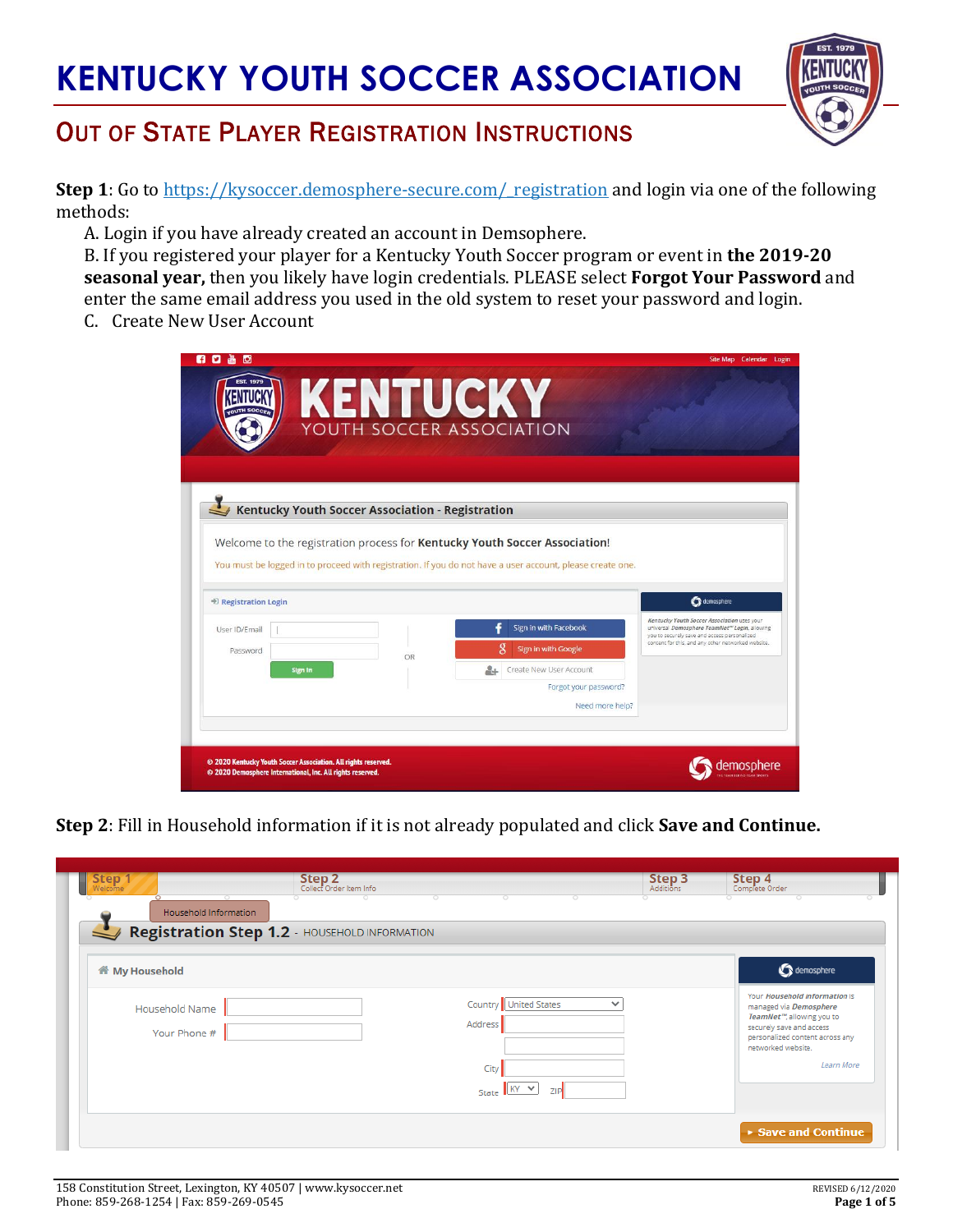# KENTUCKY YOUTH SOCCER ASSOCIATION

## OUT OF STATE PLAYER REGISTRATION INSTRUCTIONS

**Step 1**: Go to https://kysoccer.demosphere-secure.com/_registration and login via one of the following methods:

A. Login if you have already created an account in Demsosphere.

B. If you registered your player for a Kentucky Youth Soccer program or event in **the 2019-20 seasonal year,** then you likely have login credentials. PLEASE select **Forgot Your Password** and enter the same email address you used in the old system to reset your password and login.

C. Create New User Account

**Step 2**: Fill in Household information if it is not already populated and click **Save and Continue.**

158 Constitution Street, Lexington, KY 40507 | www.kysoccer.net
Phone: 859-268-1254 | Fax: 859-269-0545

REVISED 6/12/2020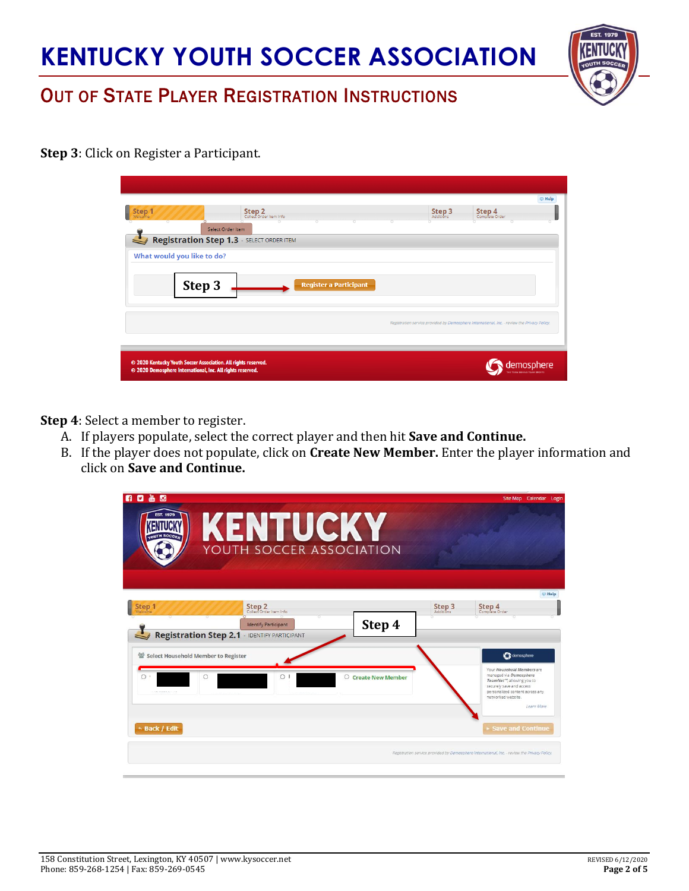**Step 3**: Click on Register a Participant.

**Step 4**: Select a member to register.

A. If players populate, select the correct player and then hit **Save and Continue.**
B. If the player does not populate, click on **Create New Member.** Enter the player information and click on **Save and Continue.**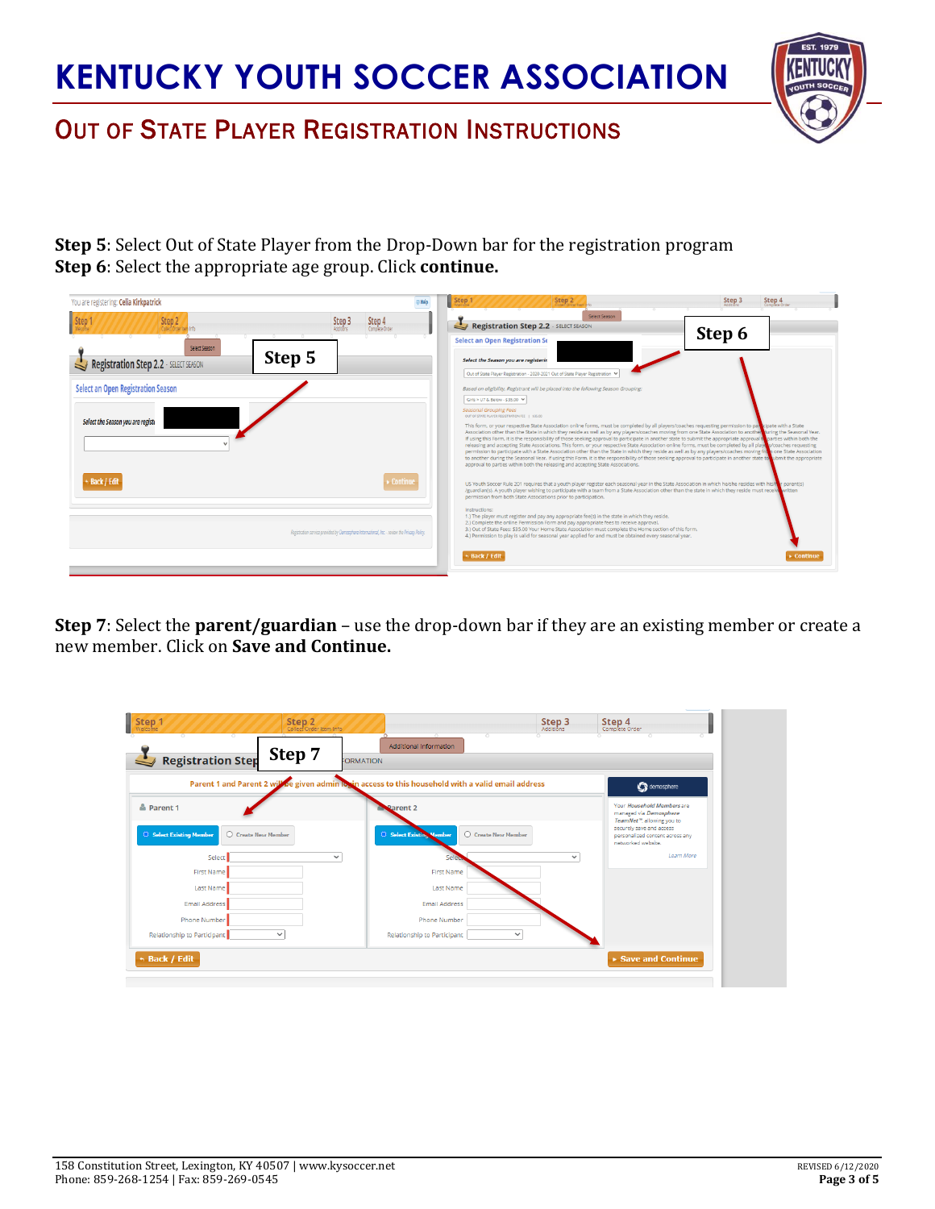**Step 5**: Select Out of State Player from the Drop-Down bar for the registration program
**Step 6**: Select the appropriate age group. Click **continue.**

**Step 7**: Select the **parent/guardian** – use the drop-down bar if they are an existing member or create a new member. Click on **Save and Continue.**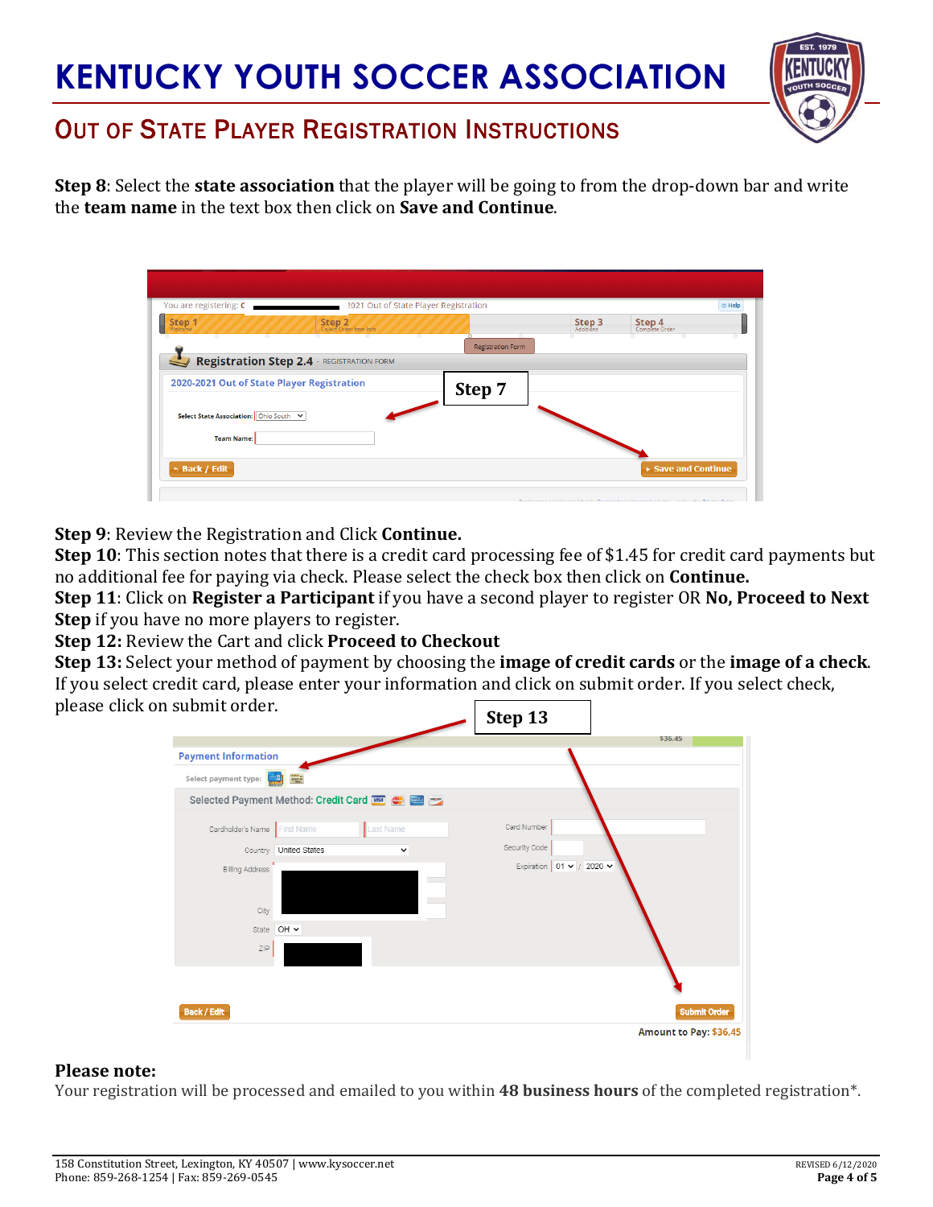# KENTUCKY YOUTH SOCCER ASSOCIATION

## Out of State Player Registration Instructions

**Step 8**: Select the **state association** that the player will be going to from the drop-down bar and write the **team name** in the text box then click on **Save and Continue**.

**Step 9**: Review the Registration and Click **Continue.**
**Step 10**: This section notes that there is a credit card processing fee of $1.45 for credit card payments but no additional fee for paying via check. Please select the check box then click on **Continue.**
**Step 11**: Click on **Register a Participant** if you have a second player to register OR **No, Proceed to Next Step** if you have no more players to register.
**Step 12:** Review the Cart and click **Proceed to Checkout**
**Step 13:** Select your method of payment by choosing the **image of credit cards** or the **image of a check**. If you select credit card, please enter your information and click on submit order. If you select check, please click on submit order.

### Please note:

Your registration will be processed and emailed to you within **48 business hours** of the completed registration*.

158 Constitution Street, Lexington, KY 40507 | www.kysoccer.net
Phone: 859-268-1254 | Fax: 859-269-0545

REVISED 6/12/2020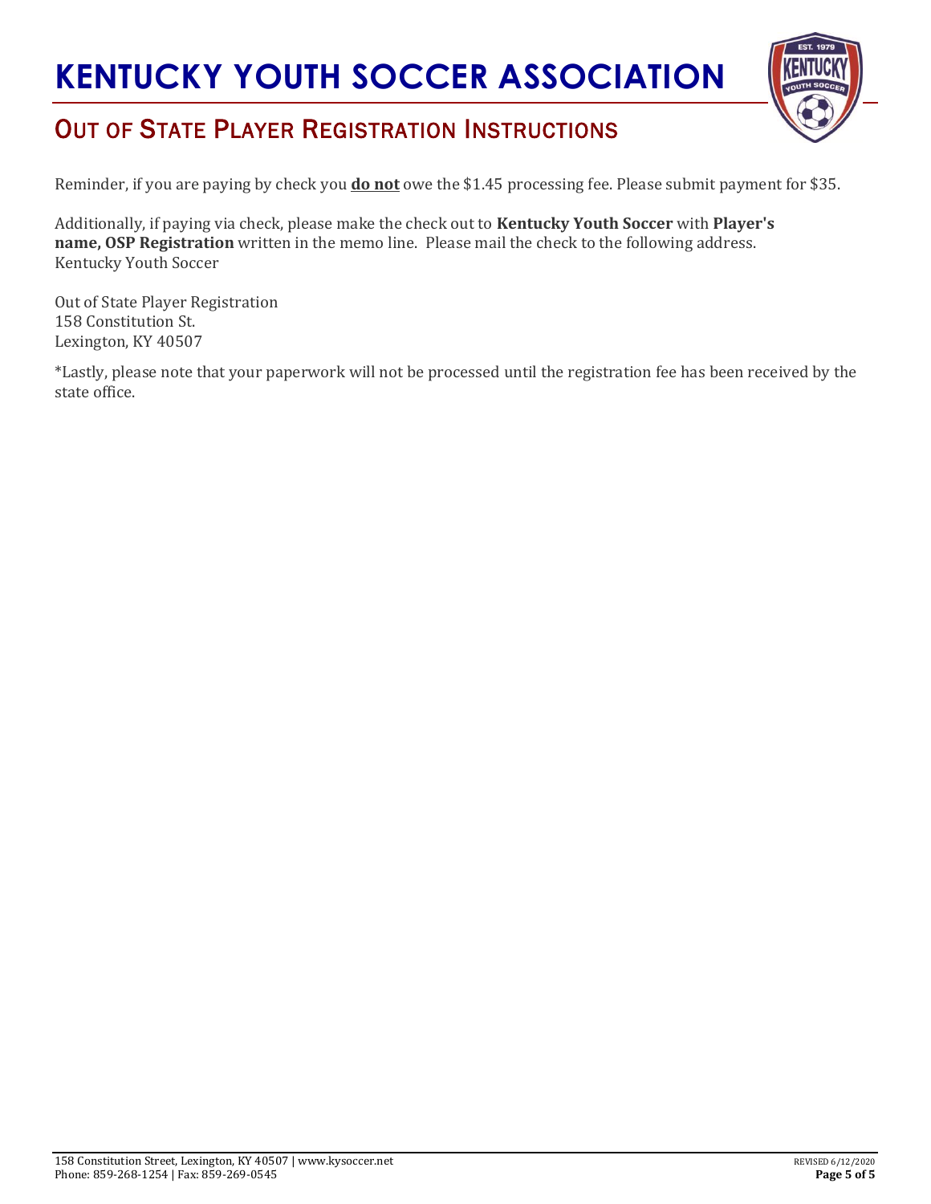# KENTUCKY YOUTH SOCCER ASSOCIATION

## Out of State Player Registration Instructions

Reminder, if you are paying by check you **do not** owe the $1.45 processing fee. Please submit payment for $35.

Additionally, if paying via check, please make the check out to **Kentucky Youth Soccer** with **Player's name, OSP Registration** written in the memo line. Please mail the check to the following address.
Kentucky Youth Soccer

Out of State Player Registration
158 Constitution St.
Lexington, KY 40507

*Lastly, please note that your paperwork will not be processed until the registration fee has been received by the state office.